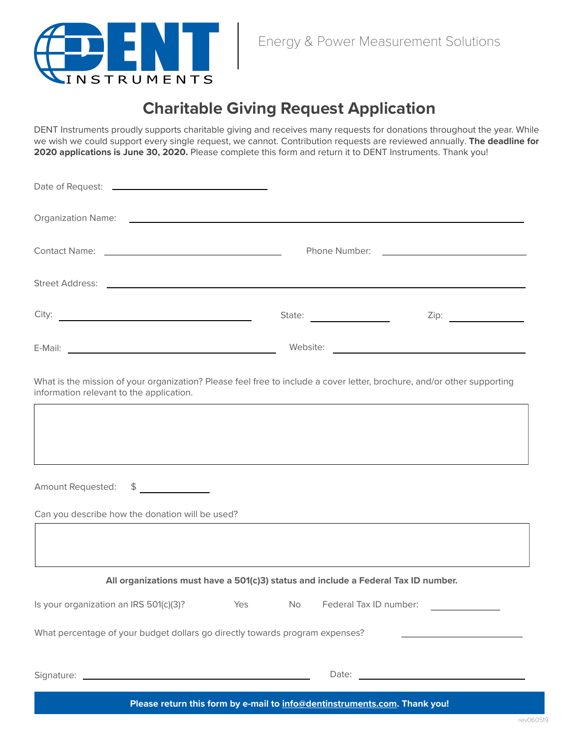DENT INSTRUMENTS

Energy & Power Measurement Solutions

# Charitable Giving Request Application

DENT Instruments proudly supports charitable giving and receives many requests for donations throughout the year. While we wish we could support every single request, we cannot. Contribution requests are reviewed annually. **The deadline for 2020 applications is June 30, 2020.** Please complete this form and return it to DENT Instruments. Thank you!

Date of Request: ______________________

Organization Name: ______________________

Contact Name: ______________________ Phone Number: ______________________

Street Address: ______________________

City: ______________________ State: __________ Zip: __________

E-Mail: ______________________ Website: ______________________

What is the mission of your organization? Please feel free to include a cover letter, brochure, and/or other supporting information relevant to the application.

Amount Requested: $ __________

Can you describe how the donation will be used?

**All organizations must have a 501(c)3) status and include a Federal Tax ID number.**

Is your organization an IRS 501(c)(3)? Yes No Federal Tax ID number: __________

What percentage of your budget dollars go directly towards program expenses? __________

Signature: ______________________ Date: ______________________

**Please return this form by e-mail to info@dentinstruments.com. Thank you!**

rev060519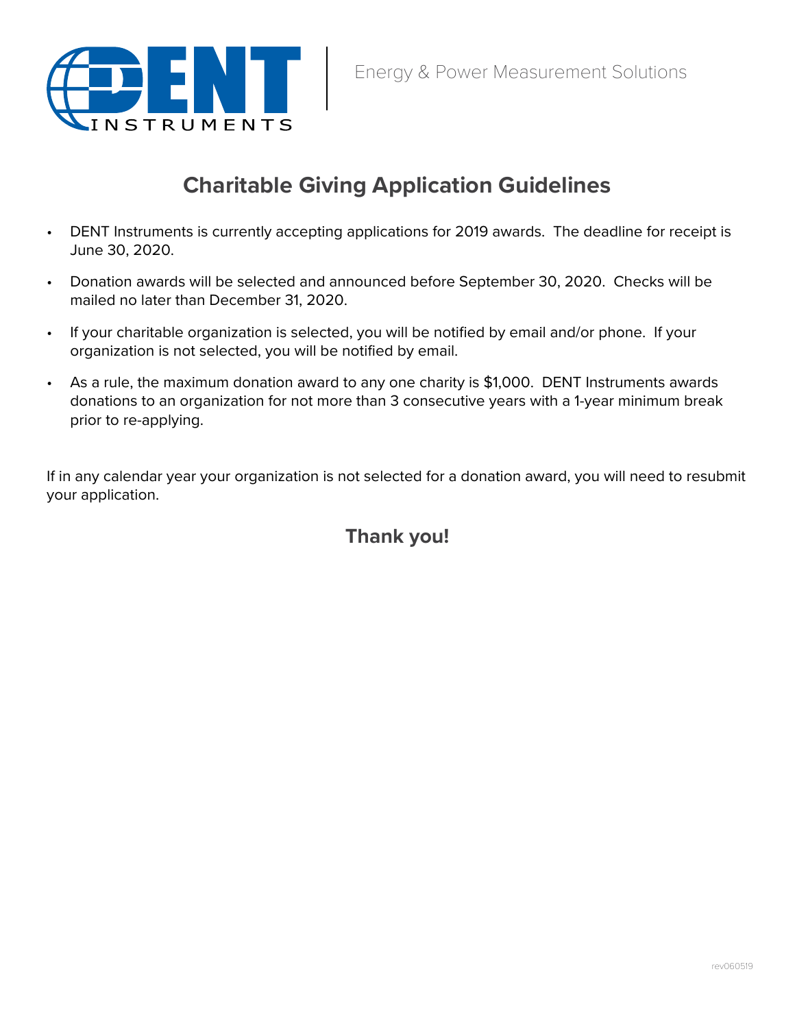DENT INSTRUMENTS | Energy & Power Measurement Solutions

# Charitable Giving Application Guidelines

- DENT Instruments is currently accepting applications for 2019 awards. The deadline for receipt is June 30, 2020.
- Donation awards will be selected and announced before September 30, 2020. Checks will be mailed no later than December 31, 2020.
- If your charitable organization is selected, you will be notified by email and/or phone. If your organization is not selected, you will be notified by email.
- As a rule, the maximum donation award to any one charity is $1,000. DENT Instruments awards donations to an organization for not more than 3 consecutive years with a 1-year minimum break prior to re-applying.

If in any calendar year your organization is not selected for a donation award, you will need to resubmit your application.

## Thank you!

rev060519